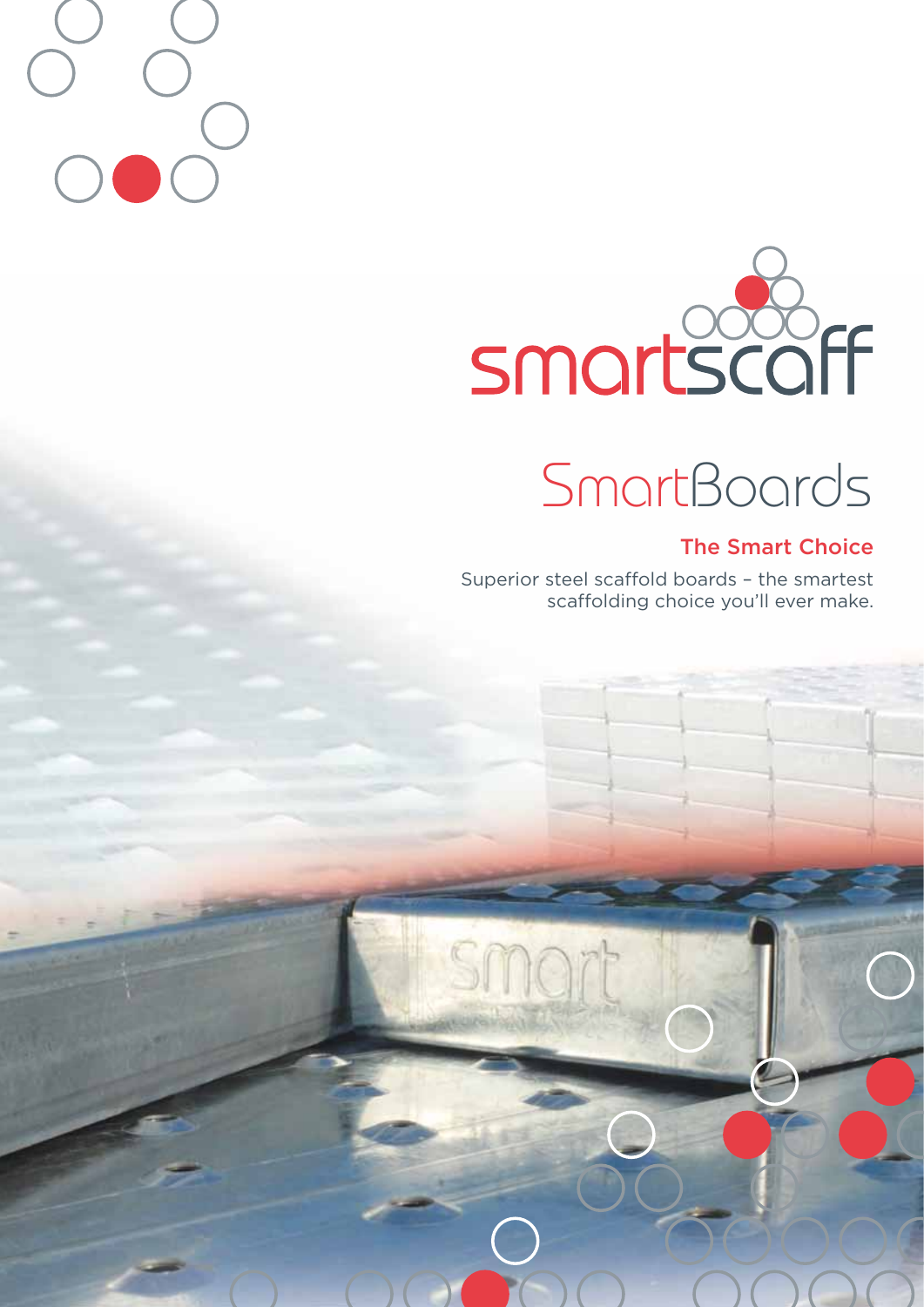smartscaff

# SmartBoards

## The Smart Choice

Superior steel scaffold boards – the smartest scaffolding choice you'll ever make.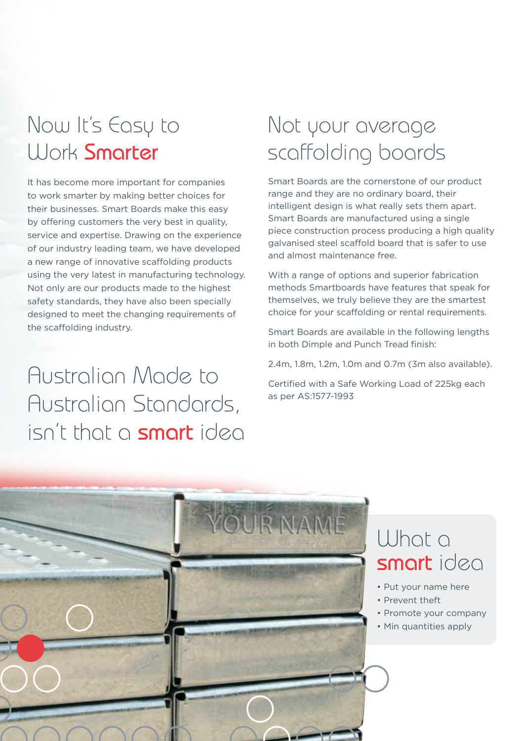## Now It's Easy to Work Smarter

It has become more important for companies to work smarter by making better choices for their businesses. Smart Boards make this easy by offering customers the very best in quality, service and expertise. Drawing on the experience of our industry leading team, we have developed a new range of innovative scaffolding products using the very latest in manufacturing technology. Not only are our products made to the highest safety standards, they have also been specially designed to meet the changing requirements of the scaffolding industry.

## Australian Made to Australian Standards, isn't that a smart idea

## Not your average scaffolding boards

Smart Boards are the cornerstone of our product range and they are no ordinary board, their intelligent design is what really sets them apart. Smart Boards are manufactured using a single piece construction process producing a high quality galvanised steel scaffold board that is safer to use and almost maintenance free.

With a range of options and superior fabrication methods Smartboards have features that speak for themselves, we truly believe they are the smartest choice for your scaffolding or rental requirements.

Smart Boards are available in the following lengths in both Dimple and Punch Tread finish:

2.4m, 1.8m, 1.2m, 1.0m and 0.7m (3m also available).

Certified with a Safe Working Load of 225kg each as per AS:1577-1993

YOUR NAME

## What a smart idea

- Put your name here
- Prevent theft
- Promote your company
- Min quantities apply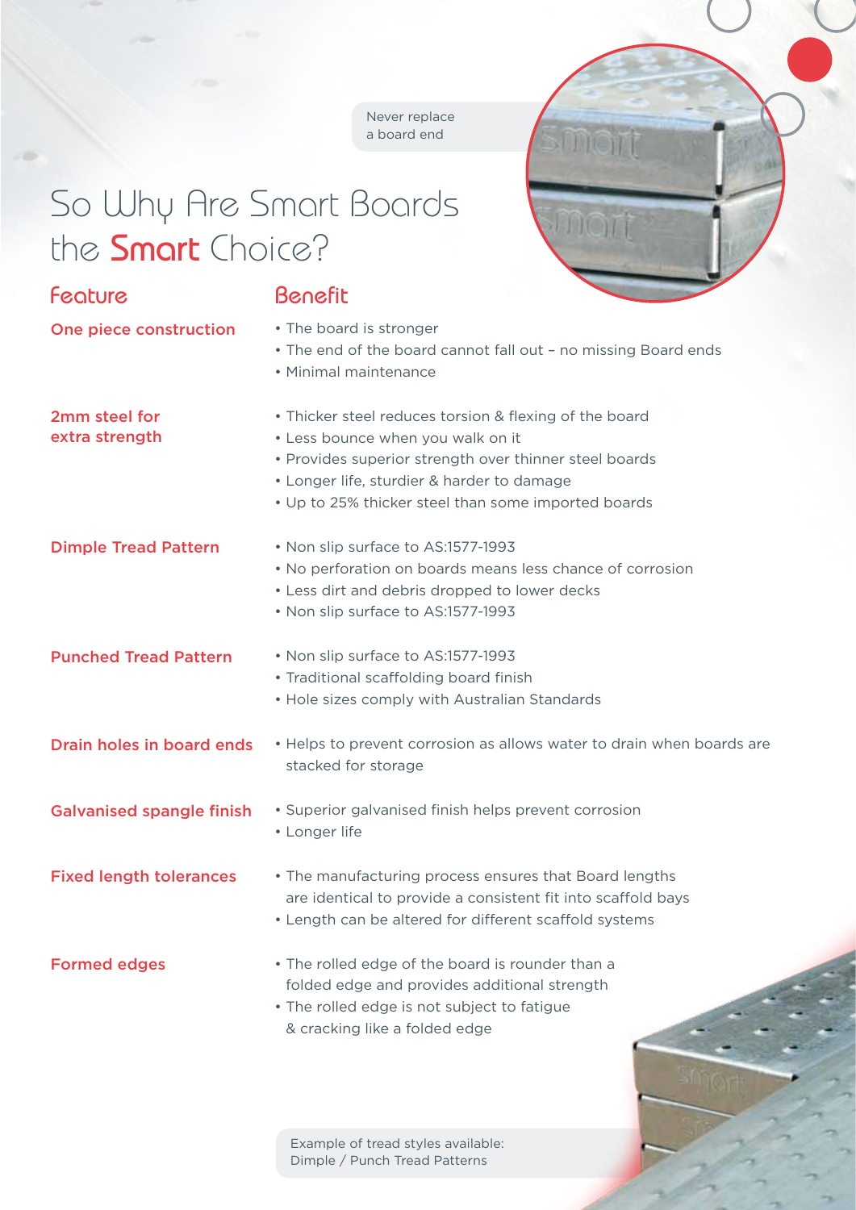Never replace a board end

# So Why Are Smart Boards the **Smart** Choice?

| Feature | Benefit |
|---|---|
| **One piece construction** | • The board is stronger<br>• The end of the board cannot fall out – no missing Board ends<br>• Minimal maintenance |
| **2mm steel for extra strength** | • Thicker steel reduces torsion & flexing of the board<br>• Less bounce when you walk on it<br>• Provides superior strength over thinner steel boards<br>• Longer life, sturdier & harder to damage<br>• Up to 25% thicker steel than some imported boards |
| **Dimple Tread Pattern** | • Non slip surface to AS:1577-1993<br>• No perforation on boards means less chance of corrosion<br>• Less dirt and debris dropped to lower decks<br>• Non slip surface to AS:1577-1993 |
| **Punched Tread Pattern** | • Non slip surface to AS:1577-1993<br>• Traditional scaffolding board finish<br>• Hole sizes comply with Australian Standards |
| **Drain holes in board ends** | • Helps to prevent corrosion as allows water to drain when boards are stacked for storage |
| **Galvanised spangle finish** | • Superior galvanised finish helps prevent corrosion<br>• Longer life |
| **Fixed length tolerances** | • The manufacturing process ensures that Board lengths are identical to provide a consistent fit into scaffold bays<br>• Length can be altered for different scaffold systems |
| **Formed edges** | • The rolled edge of the board is rounder than a folded edge and provides additional strength<br>• The rolled edge is not subject to fatigue & cracking like a folded edge |

Example of tread styles available:
Dimple / Punch Tread Patterns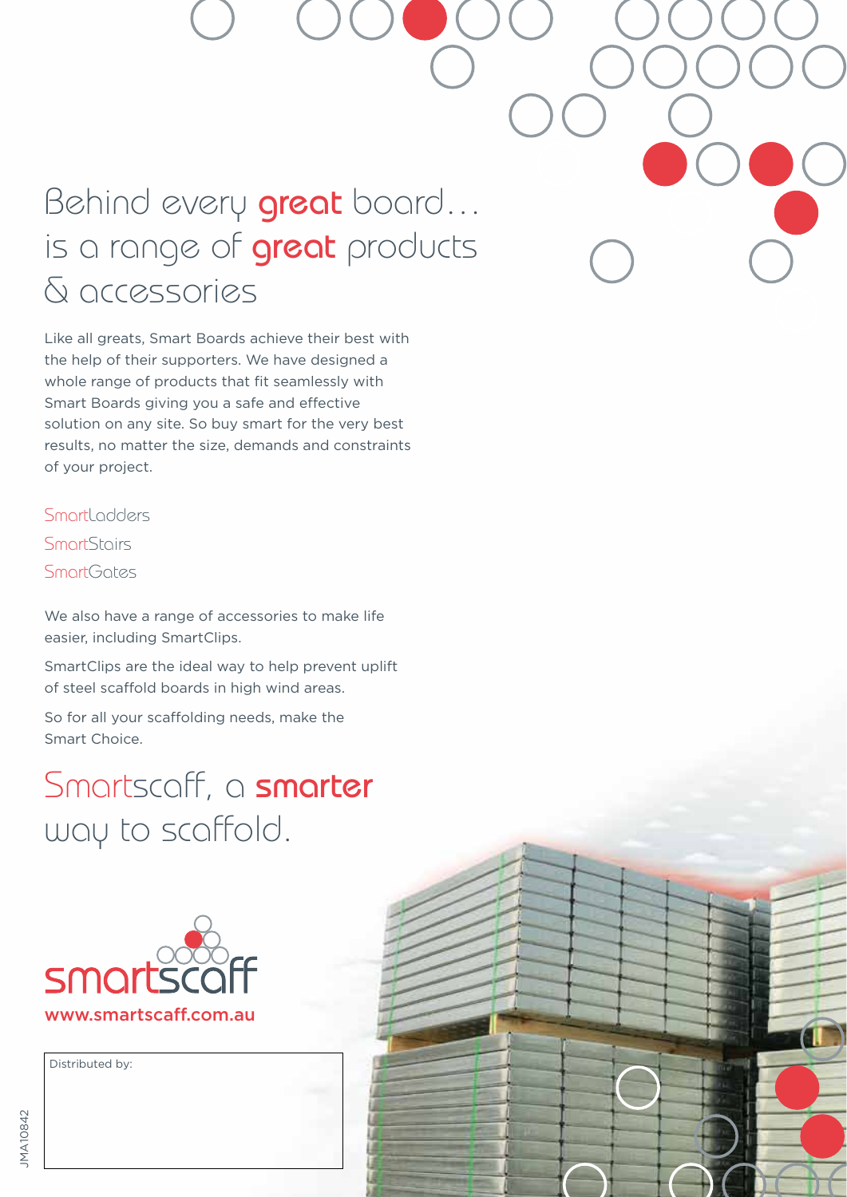# Behind every **great** board… is a range of **great** products & accessories

Like all greats, Smart Boards achieve their best with the help of their supporters. We have designed a whole range of products that fit seamlessly with Smart Boards giving you a safe and effective solution on any site. So buy smart for the very best results, no matter the size, demands and constraints of your project.

SmartLadders
SmartStairs
SmartGates

We also have a range of accessories to make life easier, including SmartClips.

SmartClips are the ideal way to help prevent uplift of steel scaffold boards in high wind areas.

So for all your scaffolding needs, make the Smart Choice.

## Smartscaff, a **smarter** way to scaffold.

smartscaff
www.smartscaff.com.au

Distributed by:

JMA10842